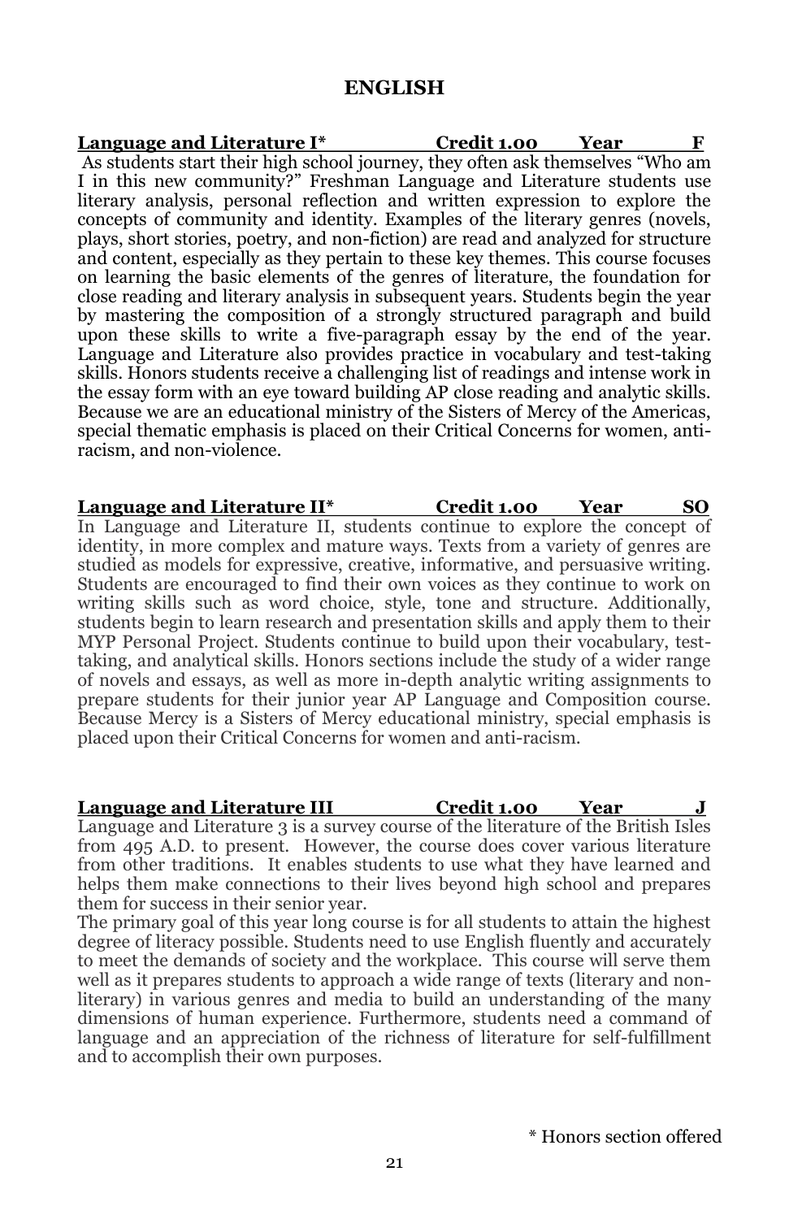# ENGLISH

**Language and Literature I*     Credit 1.00     Year     F**

As students start their high school journey, they often ask themselves "Who am I in this new community?" Freshman Language and Literature students use literary analysis, personal reflection and written expression to explore the concepts of community and identity. Examples of the literary genres (novels, plays, short stories, poetry, and non-fiction) are read and analyzed for structure and content, especially as they pertain to these key themes. This course focuses on learning the basic elements of the genres of literature, the foundation for close reading and literary analysis in subsequent years. Students begin the year by mastering the composition of a strongly structured paragraph and build upon these skills to write a five-paragraph essay by the end of the year. Language and Literature also provides practice in vocabulary and test-taking skills. Honors students receive a challenging list of readings and intense work in the essay form with an eye toward building AP close reading and analytic skills. Because we are an educational ministry of the Sisters of Mercy of the Americas, special thematic emphasis is placed on their Critical Concerns for women, anti-racism, and non-violence.

**Language and Literature II*     Credit 1.00     Year     SO**

In Language and Literature II, students continue to explore the concept of identity, in more complex and mature ways. Texts from a variety of genres are studied as models for expressive, creative, informative, and persuasive writing. Students are encouraged to find their own voices as they continue to work on writing skills such as word choice, style, tone and structure. Additionally, students begin to learn research and presentation skills and apply them to their MYP Personal Project. Students continue to build upon their vocabulary, test-taking, and analytical skills. Honors sections include the study of a wider range of novels and essays, as well as more in-depth analytic writing assignments to prepare students for their junior year AP Language and Composition course. Because Mercy is a Sisters of Mercy educational ministry, special emphasis is placed upon their Critical Concerns for women and anti-racism.

**Language and Literature III     Credit 1.00     Year     J**

Language and Literature 3 is a survey course of the literature of the British Isles from 495 A.D. to present. However, the course does cover various literature from other traditions. It enables students to use what they have learned and helps them make connections to their lives beyond high school and prepares them for success in their senior year.

The primary goal of this year long course is for all students to attain the highest degree of literacy possible. Students need to use English fluently and accurately to meet the demands of society and the workplace. This course will serve them well as it prepares students to approach a wide range of texts (literary and non-literary) in various genres and media to build an understanding of the many dimensions of human experience. Furthermore, students need a command of language and an appreciation of the richness of literature for self-fulfillment and to accomplish their own purposes.

* Honors section offered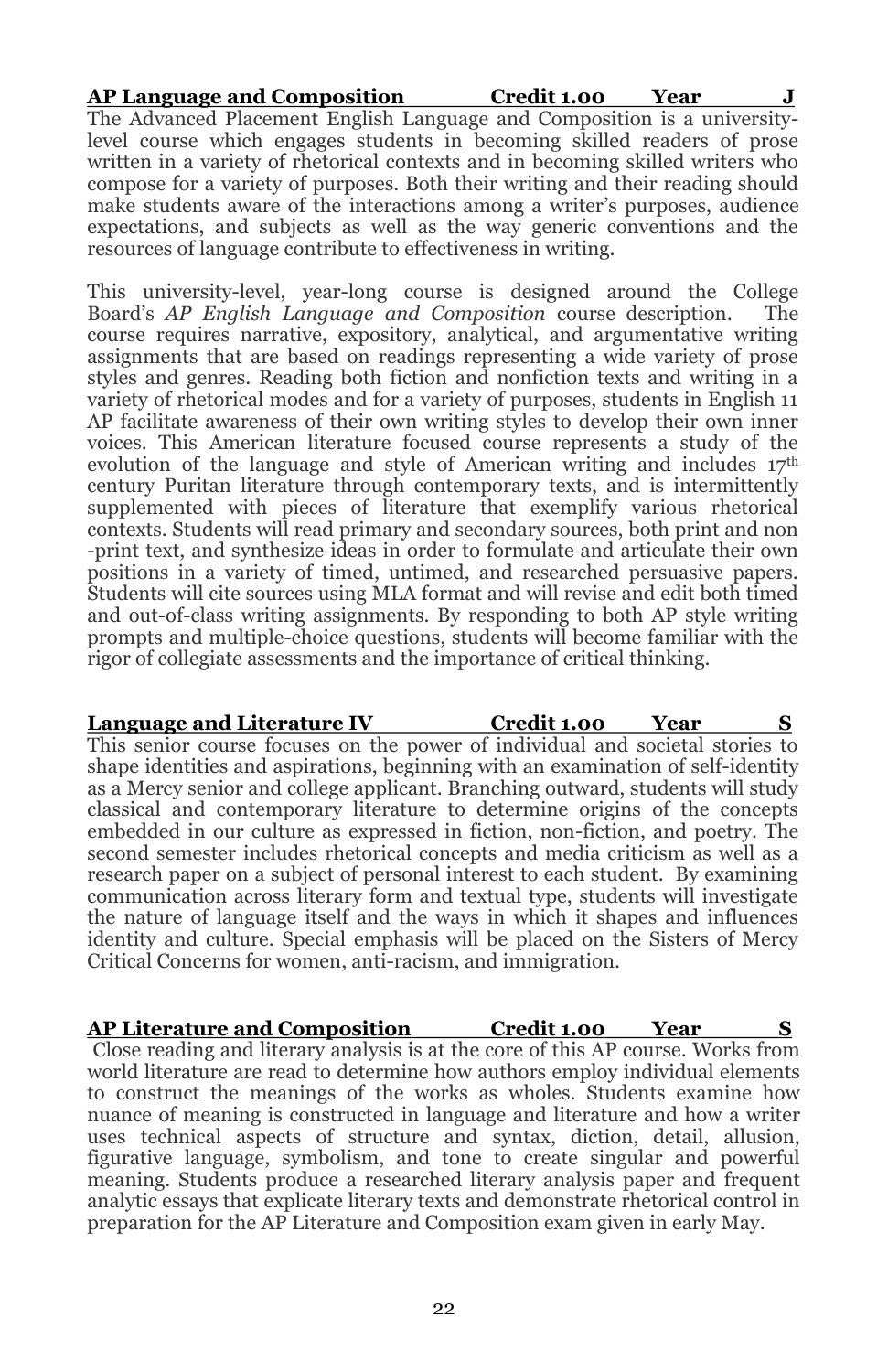**AP Language and Composition Credit 1.00 Year J**

The Advanced Placement English Language and Composition is a university-level course which engages students in becoming skilled readers of prose written in a variety of rhetorical contexts and in becoming skilled writers who compose for a variety of purposes. Both their writing and their reading should make students aware of the interactions among a writer's purposes, audience expectations, and subjects as well as the way generic conventions and the resources of language contribute to effectiveness in writing.

This university-level, year-long course is designed around the College Board's *AP English Language and Composition* course description. The course requires narrative, expository, analytical, and argumentative writing assignments that are based on readings representing a wide variety of prose styles and genres. Reading both fiction and nonfiction texts and writing in a variety of rhetorical modes and for a variety of purposes, students in English 11 AP facilitate awareness of their own writing styles to develop their own inner voices. This American literature focused course represents a study of the evolution of the language and style of American writing and includes 17th century Puritan literature through contemporary texts, and is intermittently supplemented with pieces of literature that exemplify various rhetorical contexts. Students will read primary and secondary sources, both print and non-print text, and synthesize ideas in order to formulate and articulate their own positions in a variety of timed, untimed, and researched persuasive papers. Students will cite sources using MLA format and will revise and edit both timed and out-of-class writing assignments. By responding to both AP style writing prompts and multiple-choice questions, students will become familiar with the rigor of collegiate assessments and the importance of critical thinking.

**Language and Literature IV Credit 1.00 Year S**

This senior course focuses on the power of individual and societal stories to shape identities and aspirations, beginning with an examination of self-identity as a Mercy senior and college applicant. Branching outward, students will study classical and contemporary literature to determine origins of the concepts embedded in our culture as expressed in fiction, non-fiction, and poetry. The second semester includes rhetorical concepts and media criticism as well as a research paper on a subject of personal interest to each student. By examining communication across literary form and textual type, students will investigate the nature of language itself and the ways in which it shapes and influences identity and culture. Special emphasis will be placed on the Sisters of Mercy Critical Concerns for women, anti-racism, and immigration.

**AP Literature and Composition Credit 1.00 Year S**

Close reading and literary analysis is at the core of this AP course. Works from world literature are read to determine how authors employ individual elements to construct the meanings of the works as wholes. Students examine how nuance of meaning is constructed in language and literature and how a writer uses technical aspects of structure and syntax, diction, detail, allusion, figurative language, symbolism, and tone to create singular and powerful meaning. Students produce a researched literary analysis paper and frequent analytic essays that explicate literary texts and demonstrate rhetorical control in preparation for the AP Literature and Composition exam given in early May.